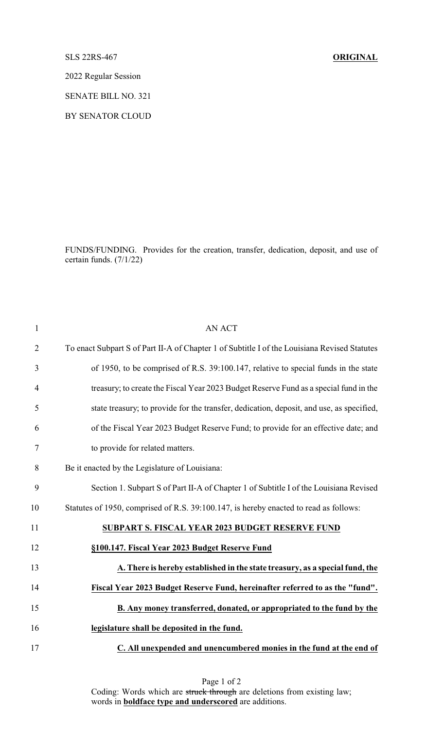SLS 22RS-467 **ORIGINAL**

2022 Regular Session

SENATE BILL NO. 321

BY SENATOR CLOUD

FUNDS/FUNDING. Provides for the creation, transfer, dedication, deposit, and use of certain funds. (7/1/22)

AN ACT

To enact Subpart S of Part II-A of Chapter 1 of Subtitle I of the Louisiana Revised Statutes of 1950, to be comprised of R.S. 39:100.147, relative to special funds in the state treasury; to create the Fiscal Year 2023 Budget Reserve Fund as a special fund in the state treasury; to provide for the transfer, dedication, deposit, and use, as specified, of the Fiscal Year 2023 Budget Reserve Fund; to provide for an effective date; and to provide for related matters.

Be it enacted by the Legislature of Louisiana:

Section 1. Subpart S of Part II-A of Chapter 1 of Subtitle I of the Louisiana Revised Statutes of 1950, comprised of R.S. 39:100.147, is hereby enacted to read as follows:

**SUBPART S. FISCAL YEAR 2023 BUDGET RESERVE FUND**

**§100.147. Fiscal Year 2023 Budget Reserve Fund**

**A. There is hereby established in the state treasury, as a special fund, the Fiscal Year 2023 Budget Reserve Fund, hereinafter referred to as the "fund".**

**B. Any money transferred, donated, or appropriated to the fund by the legislature shall be deposited in the fund.**

**C. All unexpended and unencumbered monies in the fund at the end of**

Coding: Words which are ~~struck through~~ are deletions from existing law; words in **boldface type and underscored** are additions.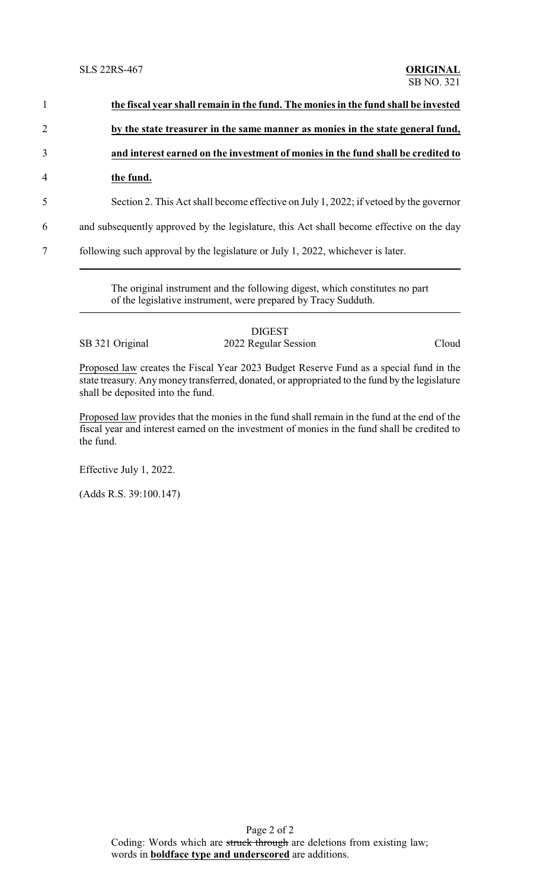**the fiscal year shall remain in the fund. The monies in the fund shall be invested by the state treasurer in the same manner as monies in the state general fund, and interest earned on the investment of monies in the fund shall be credited to the fund.**

Section 2. This Act shall become effective on July 1, 2022; if vetoed by the governor and subsequently approved by the legislature, this Act shall become effective on the day following such approval by the legislature or July 1, 2022, whichever is later.

---

The original instrument and the following digest, which constitutes no part of the legislative instrument, were prepared by Tracy Sudduth.

DIGEST

SB 321 Original — 2022 Regular Session — Cloud

Proposed law creates the Fiscal Year 2023 Budget Reserve Fund as a special fund in the state treasury. Any money transferred, donated, or appropriated to the fund by the legislature shall be deposited into the fund.

Proposed law provides that the monies in the fund shall remain in the fund at the end of the fiscal year and interest earned on the investment of monies in the fund shall be credited to the fund.

Effective July 1, 2022.

(Adds R.S. 39:100.147)

Coding: Words which are ~~struck through~~ are deletions from existing law; words in **boldface type and underscored** are additions.